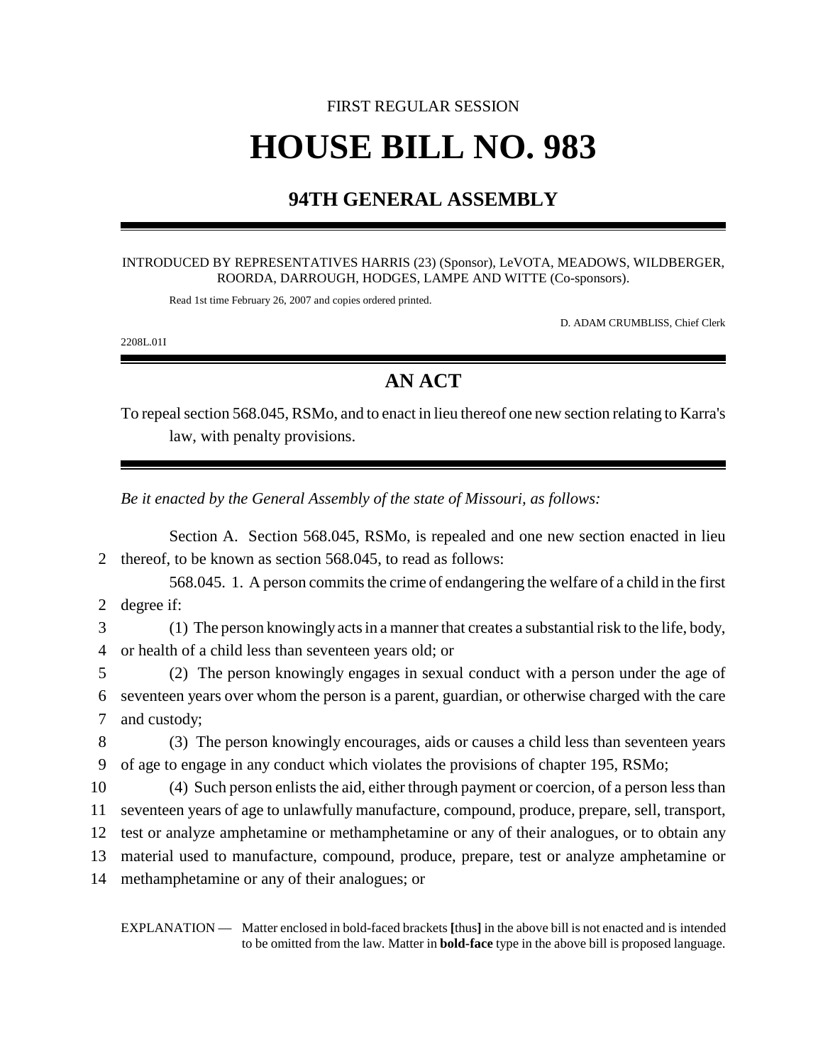FIRST REGULAR SESSION

# HOUSE BILL NO. 983

## 94TH GENERAL ASSEMBLY

INTRODUCED BY REPRESENTATIVES HARRIS (23) (Sponsor), LeVOTA, MEADOWS, WILDBERGER, ROORDA, DARROUGH, HODGES, LAMPE AND WITTE (Co-sponsors).

Read 1st time February 26, 2007 and copies ordered printed.

D. ADAM CRUMBLISS, Chief Clerk

2208L.01I

## AN ACT

To repeal section 568.045, RSMo, and to enact in lieu thereof one new section relating to Karra's law, with penalty provisions.

*Be it enacted by the General Assembly of the state of Missouri, as follows:*

Section A. Section 568.045, RSMo, is repealed and one new section enacted in lieu thereof, to be known as section 568.045, to read as follows:

568.045. 1. A person commits the crime of endangering the welfare of a child in the first degree if:

(1) The person knowingly acts in a manner that creates a substantial risk to the life, body, or health of a child less than seventeen years old; or

(2) The person knowingly engages in sexual conduct with a person under the age of seventeen years over whom the person is a parent, guardian, or otherwise charged with the care and custody;

(3) The person knowingly encourages, aids or causes a child less than seventeen years of age to engage in any conduct which violates the provisions of chapter 195, RSMo;

(4) Such person enlists the aid, either through payment or coercion, of a person less than seventeen years of age to unlawfully manufacture, compound, produce, prepare, sell, transport, test or analyze amphetamine or methamphetamine or any of their analogues, or to obtain any material used to manufacture, compound, produce, prepare, test or analyze amphetamine or methamphetamine or any of their analogues; or

EXPLANATION — Matter enclosed in bold-faced brackets **[**thus**]** in the above bill is not enacted and is intended to be omitted from the law. Matter in **bold-face** type in the above bill is proposed language.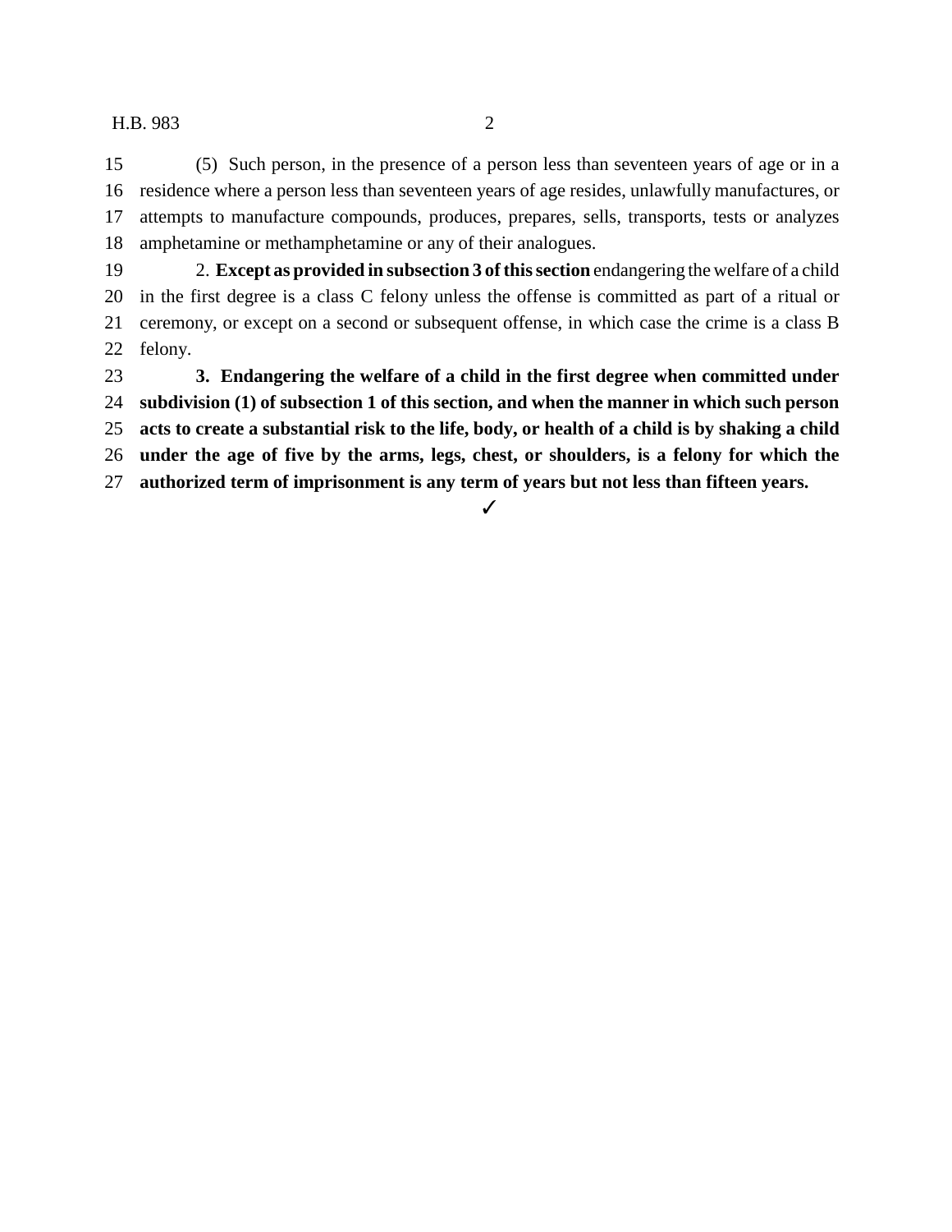(5) Such person, in the presence of a person less than seventeen years of age or in a residence where a person less than seventeen years of age resides, unlawfully manufactures, or attempts to manufacture compounds, produces, prepares, sells, transports, tests or analyzes amphetamine or methamphetamine or any of their analogues.

2. **Except as provided in subsection 3 of this section** endangering the welfare of a child in the first degree is a class C felony unless the offense is committed as part of a ritual or ceremony, or except on a second or subsequent offense, in which case the crime is a class B felony.

**3. Endangering the welfare of a child in the first degree when committed under subdivision (1) of subsection 1 of this section, and when the manner in which such person acts to create a substantial risk to the life, body, or health of a child is by shaking a child under the age of five by the arms, legs, chest, or shoulders, is a felony for which the authorized term of imprisonment is any term of years but not less than fifteen years.**

✓